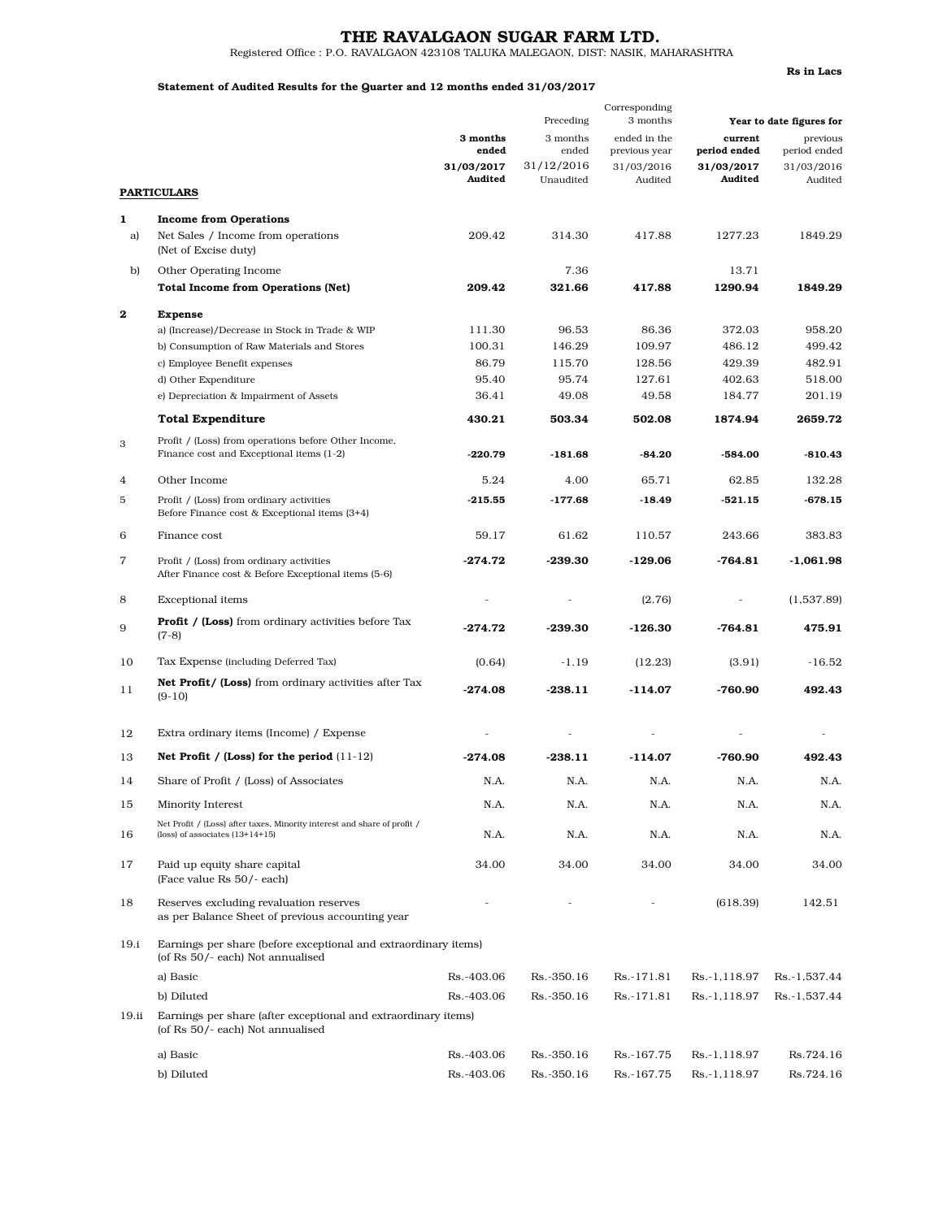# THE RAVALGAON SUGAR FARM LTD.

Registered Office : P.O. RAVALGAON 423108 TALUKA MALEGAON, DIST: NASIK, MAHARASHTRA

**Rs in Lacs**

**Statement of Audited Results for the Quarter and 12 months ended 31/03/2017**

| | **PARTICULARS** | **3 months ended 31/03/2017 Audited** | Preceding 3 months ended 31/12/2016 Unaudited | Corresponding 3 months ended in the previous year 31/03/2016 Audited | **Year to date figures for current period ended 31/03/2017 Audited** | previous period ended 31/03/2016 Audited |
|---|---|---|---|---|---|---|
| **1** | **Income from Operations** | | | | | |
| a) | Net Sales / Income from operations (Net of Excise duty) | 209.42 | 314.30 | 417.88 | 1277.23 | 1849.29 |
| b) | Other Operating Income | | 7.36 | | 13.71 | |
| | **Total Income from Operations (Net)** | **209.42** | **321.66** | **417.88** | **1290.94** | **1849.29** |
| **2** | **Expense** | | | | | |
| | a) (Increase)/Decrease in Stock in Trade & WIP | 111.30 | 96.53 | 86.36 | 372.03 | 958.20 |
| | b) Consumption of Raw Materials and Stores | 100.31 | 146.29 | 109.97 | 486.12 | 499.42 |
| | c) Employee Benefit expenses | 86.79 | 115.70 | 128.56 | 429.39 | 482.91 |
| | d) Other Expenditure | 95.40 | 95.74 | 127.61 | 402.63 | 518.00 |
| | e) Depreciation & Impairment of Assets | 36.41 | 49.08 | 49.58 | 184.77 | 201.19 |
| | **Total Expenditure** | **430.21** | **503.34** | **502.08** | **1874.94** | **2659.72** |
| 3 | Profit / (Loss) from operations before Other Income, Finance cost and Exceptional items (1-2) | **-220.79** | **-181.68** | **-84.20** | **-584.00** | **-810.43** |
| 4 | Other Income | 5.24 | 4.00 | 65.71 | 62.85 | 132.28 |
| 5 | Profit / (Loss) from ordinary activities Before Finance cost & Exceptional items (3+4) | **-215.55** | **-177.68** | **-18.49** | **-521.15** | **-678.15** |
| 6 | Finance cost | 59.17 | 61.62 | 110.57 | 243.66 | 383.83 |
| 7 | Profit / (Loss) from ordinary activities After Finance cost & Before Exceptional items (5-6) | **-274.72** | **-239.30** | **-129.06** | **-764.81** | **-1,061.98** |
| 8 | Exceptional items | - | - | (2.76) | - | (1,537.89) |
| 9 | **Profit / (Loss)** from ordinary activities before Tax (7-8) | **-274.72** | **-239.30** | **-126.30** | **-764.81** | **475.91** |
| 10 | Tax Expense (including Deferred Tax) | (0.64) | -1.19 | (12.23) | (3.91) | -16.52 |
| 11 | **Net Profit/ (Loss)** from ordinary activities after Tax (9-10) | **-274.08** | **-238.11** | **-114.07** | **-760.90** | **492.43** |
| 12 | Extra ordinary items (Income) / Expense | - | - | - | - | - |
| 13 | **Net Profit / (Loss) for the period** (11-12) | **-274.08** | **-238.11** | **-114.07** | **-760.90** | **492.43** |
| 14 | Share of Profit / (Loss) of Associates | N.A. | N.A. | N.A. | N.A. | N.A. |
| 15 | Minority Interest | N.A. | N.A. | N.A. | N.A. | N.A. |
| 16 | Net Profit / (Loss) after taxes, Minority interest and share of profit / (loss) of associates (13+14+15) | N.A. | N.A. | N.A. | N.A. | N.A. |
| 17 | Paid up equity share capital (Face value Rs 50/- each) | 34.00 | 34.00 | 34.00 | 34.00 | 34.00 |
| 18 | Reserves excluding revaluation reserves as per Balance Sheet of previous accounting year | - | - | - | (618.39) | 142.51 |
| 19.i | Earnings per share (before exceptional and extraordinary items) (of Rs 50/- each) Not annualised | | | | | |
| | a) Basic | Rs.-403.06 | Rs.-350.16 | Rs.-171.81 | Rs.-1,118.97 | Rs.-1,537.44 |
| | b) Diluted | Rs.-403.06 | Rs.-350.16 | Rs.-171.81 | Rs.-1,118.97 | Rs.-1,537.44 |
| 19.ii | Earnings per share (after exceptional and extraordinary items) (of Rs 50/- each) Not annualised | | | | | |
| | a) Basic | Rs.-403.06 | Rs.-350.16 | Rs.-167.75 | Rs.-1,118.97 | Rs.724.16 |
| | b) Diluted | Rs.-403.06 | Rs.-350.16 | Rs.-167.75 | Rs.-1,118.97 | Rs.724.16 |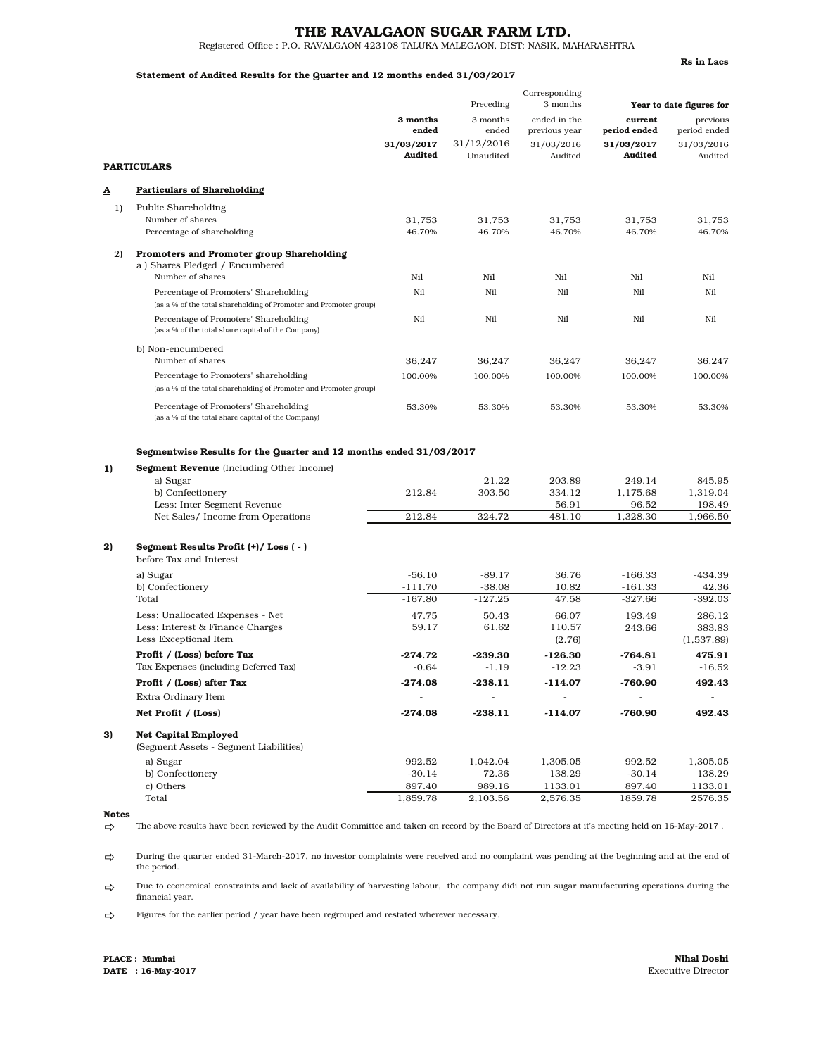# THE RAVALGAON SUGAR FARM LTD.

Registered Office : P.O. RAVALGAON 423108 TALUKA MALEGAON, DIST: NASIK, MAHARASHTRA

**Rs in Lacs**

**Statement of Audited Results for the Quarter and 12 months ended 31/03/2017**

| | PARTICULARS | 3 months ended 31/03/2017 Audited | Preceding 3 months ended 31/12/2016 Unaudited | Corresponding 3 months ended in the previous year 31/03/2016 Audited | Year to date figures for current period ended 31/03/2017 Audited | Year to date figures for previous period ended 31/03/2016 Audited |
|---|---|---|---|---|---|---|
| **A** | **Particulars of Shareholding** | | | | | |
| 1) | Public Shareholding | | | | | |
| | Number of shares | 31,753 | 31,753 | 31,753 | 31,753 | 31,753 |
| | Percentage of shareholding | 46.70% | 46.70% | 46.70% | 46.70% | 46.70% |
| 2) | **Promoters and Promoter group Shareholding** | | | | | |
| | a ) Shares Pledged / Encumbered | | | | | |
| | Number of shares | Nil | Nil | Nil | Nil | Nil |
| | Percentage of Promoters' Shareholding (as a % of the total shareholding of Promoter and Promoter group) | Nil | Nil | Nil | Nil | Nil |
| | Percentage of Promoters' Shareholding (as a % of the total share capital of the Company) | Nil | Nil | Nil | Nil | Nil |
| | b) Non-encumbered | | | | | |
| | Number of shares | 36,247 | 36,247 | 36,247 | 36,247 | 36,247 |
| | Percentage to Promoters' shareholding (as a % of the total shareholding of Promoter and Promoter group) | 100.00% | 100.00% | 100.00% | 100.00% | 100.00% |
| | Percentage of Promoters' Shareholding (as a % of the total share capital of the Company) | 53.30% | 53.30% | 53.30% | 53.30% | 53.30% |

**Segmentwise Results for the Quarter and 12 months ended 31/03/2017**

| | Particulars | 3 months ended 31/03/2017 | 3 months ended 31/12/2016 | 3 months ended 31/03/2016 | 31/03/2017 | 31/03/2016 |
|---|---|---|---|---|---|---|
| **1)** | **Segment Revenue** (Including Other Income) | | | | | |
| | a) Sugar | | 21.22 | 203.89 | 249.14 | 845.95 |
| | b) Confectionery | 212.84 | 303.50 | 334.12 | 1,175.68 | 1,319.04 |
| | Less: Inter Segment Revenue | | | 56.91 | 96.52 | 198.49 |
| | Net Sales/ Income from Operations | 212.84 | 324.72 | 481.10 | 1,328.30 | 1,966.50 |
| **2)** | **Segment Results Profit (+)/ Loss ( - )** before Tax and Interest | | | | | |
| | a) Sugar | -56.10 | -89.17 | 36.76 | -166.33 | -434.39 |
| | b) Confectionery | -111.70 | -38.08 | 10.82 | -161.33 | 42.36 |
| | Total | -167.80 | -127.25 | 47.58 | -327.66 | -392.03 |
| | Less: Unallocated Expenses - Net | 47.75 | 50.43 | 66.07 | 193.49 | 286.12 |
| | Less: Interest & Finance Charges | 59.17 | 61.62 | 110.57 | 243.66 | 383.83 |
| | Less Exceptional Item | | | (2.76) | | (1,537.89) |
| | **Profit / (Loss) before Tax** | **-274.72** | **-239.30** | **-126.30** | **-764.81** | **475.91** |
| | Tax Expenses (including Deferred Tax) | -0.64 | -1.19 | -12.23 | -3.91 | -16.52 |
| | **Profit / (Loss) after Tax** | **-274.08** | **-238.11** | **-114.07** | **-760.90** | **492.43** |
| | Extra Ordinary Item | - | - | - | - | - |
| | **Net Profit / (Loss)** | **-274.08** | **-238.11** | **-114.07** | **-760.90** | **492.43** |
| **3)** | **Net Capital Employed** (Segment Assets - Segment Liabilities) | | | | | |
| | a) Sugar | 992.52 | 1,042.04 | 1,305.05 | 992.52 | 1,305.05 |
| | b) Confectionery | -30.14 | 72.36 | 138.29 | -30.14 | 138.29 |
| | c) Others | 897.40 | 989.16 | 1133.01 | 897.40 | 1133.01 |
| | Total | 1,859.78 | 2,103.56 | 2,576.35 | 1859.78 | 2576.35 |

**Notes**

- The above results have been reviewed by the Audit Committee and taken on record by the Board of Directors at it's meeting held on 16-May-2017 .
- During the quarter ended 31-March-2017, no investor complaints were received and no complaint was pending at the beginning and at the end of the period.
- Due to economical constraints and lack of availability of harvesting labour, the company didi not run sugar manufacturing operations during the financial year.
- Figures for the earlier period / year have been regrouped and restated wherever necessary.

**PLACE : Mumbai**
**DATE : 16-May-2017**

**Nihal Doshi**
Executive Director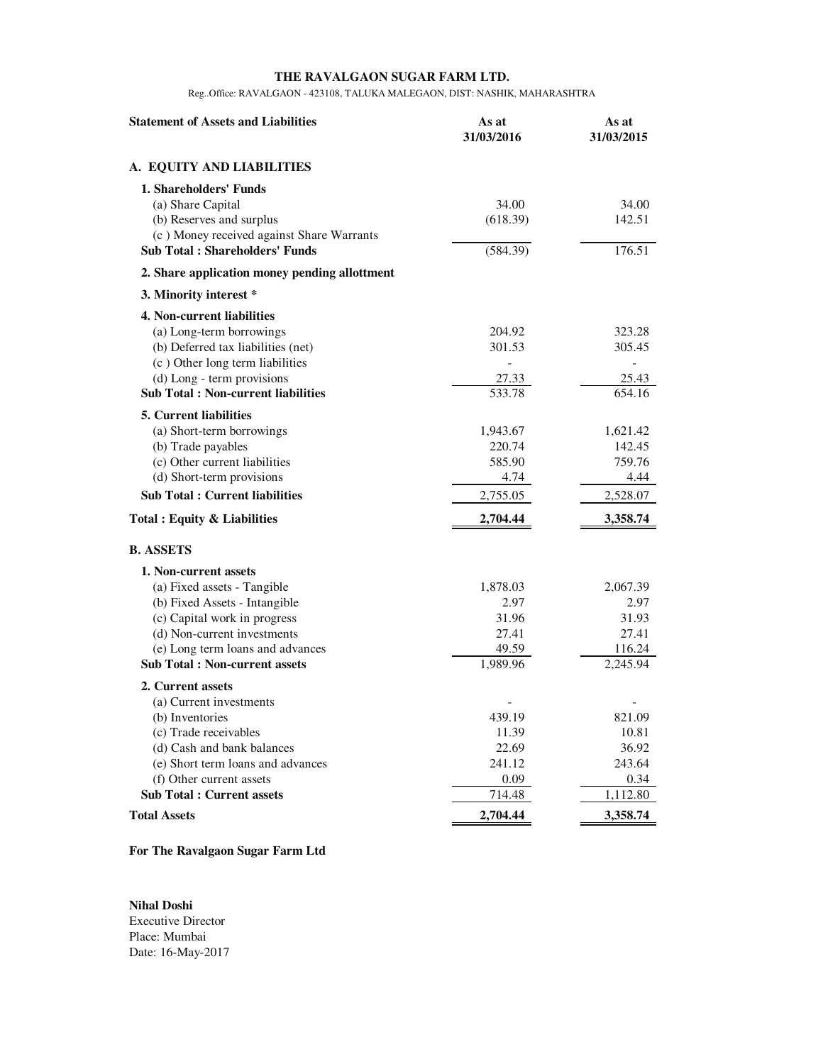# THE RAVALGAON SUGAR FARM LTD.

Reg..Office: RAVALGAON - 423108, TALUKA MALEGAON, DIST: NASHIK, MAHARASHTRA

| Statement of Assets and Liabilities | As at 31/03/2016 | As at 31/03/2015 |
|---|---|---|
| **A. EQUITY AND LIABILITIES** | | |
| **1. Shareholders' Funds** | | |
| (a) Share Capital | 34.00 | 34.00 |
| (b) Reserves and surplus | (618.39) | 142.51 |
| (c ) Money received against Share Warrants | | |
| **Sub Total : Shareholders' Funds** | (584.39) | 176.51 |
| **2. Share application money pending allottment** | | |
| **3. Minority interest *** | | |
| **4. Non-current liabilities** | | |
| (a) Long-term borrowings | 204.92 | 323.28 |
| (b) Deferred tax liabilities (net) | 301.53 | 305.45 |
| (c ) Other long term liabilities | - | - |
| (d) Long - term provisions | 27.33 | 25.43 |
| **Sub Total : Non-current liabilities** | 533.78 | 654.16 |
| **5. Current liabilities** | | |
| (a) Short-term borrowings | 1,943.67 | 1,621.42 |
| (b) Trade payables | 220.74 | 142.45 |
| (c) Other current liabilities | 585.90 | 759.76 |
| (d) Short-term provisions | 4.74 | 4.44 |
| **Sub Total : Current liabilities** | 2,755.05 | 2,528.07 |
| **Total : Equity & Liabilities** | **2,704.44** | **3,358.74** |
| **B. ASSETS** | | |
| **1. Non-current assets** | | |
| (a) Fixed assets - Tangible | 1,878.03 | 2,067.39 |
| (b) Fixed Assets - Intangible | 2.97 | 2.97 |
| (c) Capital work in progress | 31.96 | 31.93 |
| (d) Non-current investments | 27.41 | 27.41 |
| (e) Long term loans and advances | 49.59 | 116.24 |
| **Sub Total : Non-current assets** | 1,989.96 | 2,245.94 |
| **2. Current assets** | | |
| (a) Current investments | - | - |
| (b) Inventories | 439.19 | 821.09 |
| (c) Trade receivables | 11.39 | 10.81 |
| (d) Cash and bank balances | 22.69 | 36.92 |
| (e) Short term loans and advances | 241.12 | 243.64 |
| (f) Other current assets | 0.09 | 0.34 |
| **Sub Total : Current assets** | 714.48 | 1,112.80 |
| **Total Assets** | **2,704.44** | **3,358.74** |

**For The Ravalgaon Sugar Farm Ltd**

**Nihal Doshi**
Executive Director
Place: Mumbai
Date: 16-May-2017